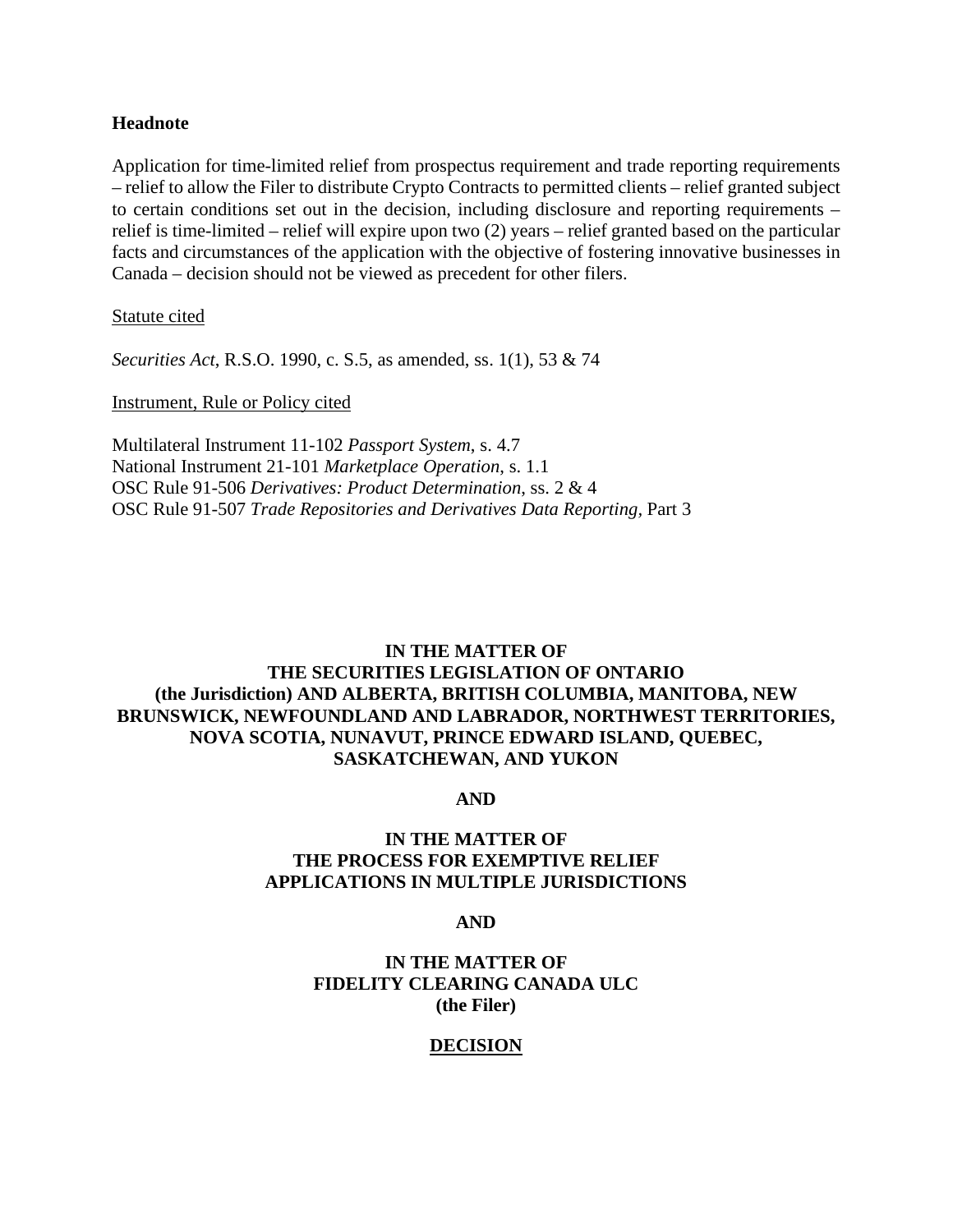**Headnote**

Application for time-limited relief from prospectus requirement and trade reporting requirements – relief to allow the Filer to distribute Crypto Contracts to permitted clients – relief granted subject to certain conditions set out in the decision, including disclosure and reporting requirements – relief is time-limited – relief will expire upon two (2) years – relief granted based on the particular facts and circumstances of the application with the objective of fostering innovative businesses in Canada – decision should not be viewed as precedent for other filers.

Statute cited

*Securities Act*, R.S.O. 1990, c. S.5, as amended, ss. 1(1), 53 & 74

Instrument, Rule or Policy cited

Multilateral Instrument 11-102 *Passport System*, s. 4.7
National Instrument 21-101 *Marketplace Operation*, s. 1.1
OSC Rule 91-506 *Derivatives: Product Determination*, ss. 2 & 4
OSC Rule 91-507 *Trade Repositories and Derivatives Data Reporting*, Part 3

**IN THE MATTER OF**
**THE SECURITIES LEGISLATION OF ONTARIO**
**(the Jurisdiction) AND ALBERTA, BRITISH COLUMBIA, MANITOBA, NEW BRUNSWICK, NEWFOUNDLAND AND LABRADOR, NORTHWEST TERRITORIES, NOVA SCOTIA, NUNAVUT, PRINCE EDWARD ISLAND, QUEBEC, SASKATCHEWAN, AND YUKON**

**AND**

**IN THE MATTER OF**
**THE PROCESS FOR EXEMPTIVE RELIEF APPLICATIONS IN MULTIPLE JURISDICTIONS**

**AND**

**IN THE MATTER OF**
**FIDELITY CLEARING CANADA ULC**
**(the Filer)**

**DECISION**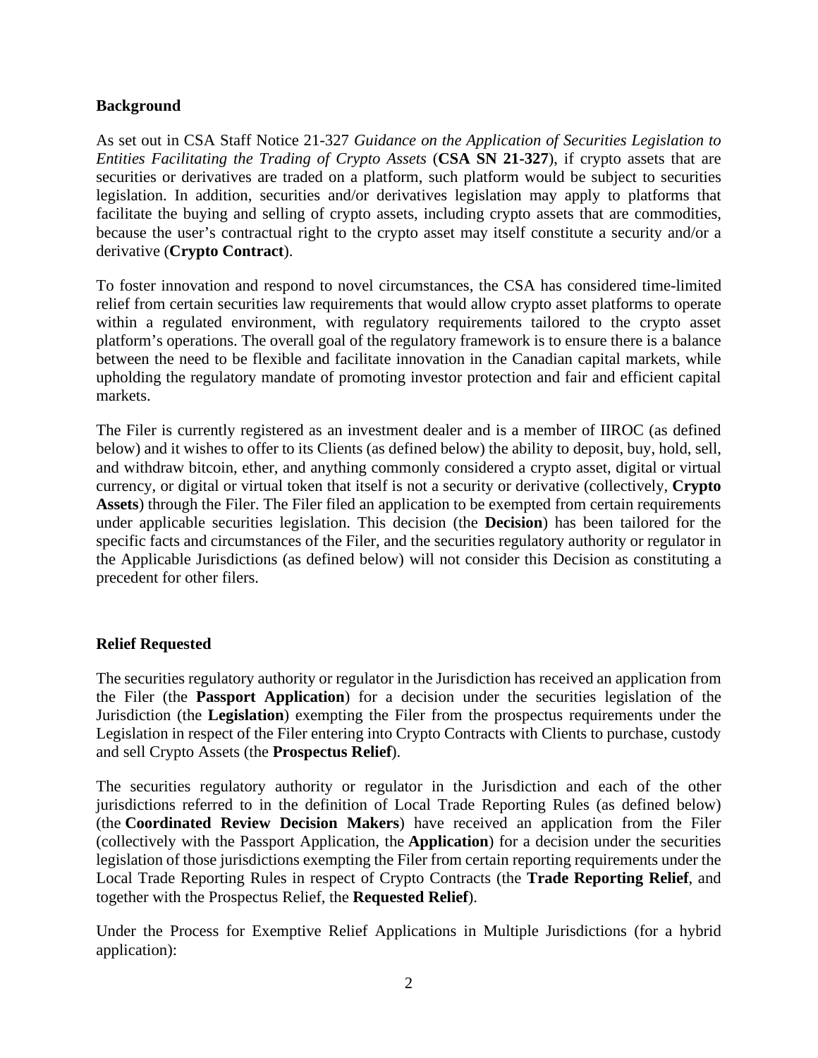**Background**

As set out in CSA Staff Notice 21-327 *Guidance on the Application of Securities Legislation to Entities Facilitating the Trading of Crypto Assets* (**CSA SN 21-327**), if crypto assets that are securities or derivatives are traded on a platform, such platform would be subject to securities legislation. In addition, securities and/or derivatives legislation may apply to platforms that facilitate the buying and selling of crypto assets, including crypto assets that are commodities, because the user's contractual right to the crypto asset may itself constitute a security and/or a derivative (**Crypto Contract**).

To foster innovation and respond to novel circumstances, the CSA has considered time-limited relief from certain securities law requirements that would allow crypto asset platforms to operate within a regulated environment, with regulatory requirements tailored to the crypto asset platform's operations. The overall goal of the regulatory framework is to ensure there is a balance between the need to be flexible and facilitate innovation in the Canadian capital markets, while upholding the regulatory mandate of promoting investor protection and fair and efficient capital markets.

The Filer is currently registered as an investment dealer and is a member of IIROC (as defined below) and it wishes to offer to its Clients (as defined below) the ability to deposit, buy, hold, sell, and withdraw bitcoin, ether, and anything commonly considered a crypto asset, digital or virtual currency, or digital or virtual token that itself is not a security or derivative (collectively, **Crypto Assets**) through the Filer. The Filer filed an application to be exempted from certain requirements under applicable securities legislation. This decision (the **Decision**) has been tailored for the specific facts and circumstances of the Filer, and the securities regulatory authority or regulator in the Applicable Jurisdictions (as defined below) will not consider this Decision as constituting a precedent for other filers.

**Relief Requested**

The securities regulatory authority or regulator in the Jurisdiction has received an application from the Filer (the **Passport Application**) for a decision under the securities legislation of the Jurisdiction (the **Legislation**) exempting the Filer from the prospectus requirements under the Legislation in respect of the Filer entering into Crypto Contracts with Clients to purchase, custody and sell Crypto Assets (the **Prospectus Relief**).

The securities regulatory authority or regulator in the Jurisdiction and each of the other jurisdictions referred to in the definition of Local Trade Reporting Rules (as defined below) (the **Coordinated Review Decision Makers**) have received an application from the Filer (collectively with the Passport Application, the **Application**) for a decision under the securities legislation of those jurisdictions exempting the Filer from certain reporting requirements under the Local Trade Reporting Rules in respect of Crypto Contracts (the **Trade Reporting Relief**, and together with the Prospectus Relief, the **Requested Relief**).

Under the Process for Exemptive Relief Applications in Multiple Jurisdictions (for a hybrid application):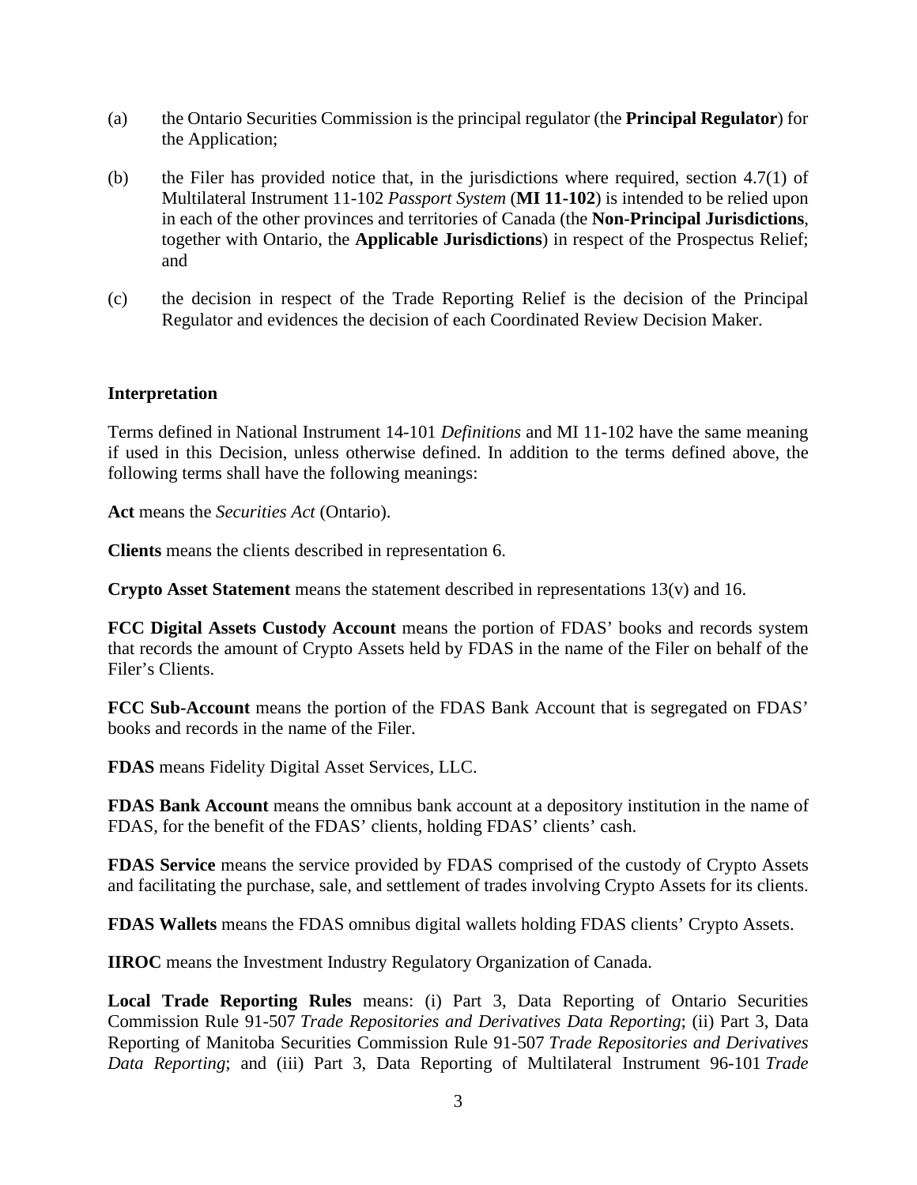(a) the Ontario Securities Commission is the principal regulator (the **Principal Regulator**) for the Application;

(b) the Filer has provided notice that, in the jurisdictions where required, section 4.7(1) of Multilateral Instrument 11-102 *Passport System* (**MI 11-102**) is intended to be relied upon in each of the other provinces and territories of Canada (the **Non-Principal Jurisdictions**, together with Ontario, the **Applicable Jurisdictions**) in respect of the Prospectus Relief; and

(c) the decision in respect of the Trade Reporting Relief is the decision of the Principal Regulator and evidences the decision of each Coordinated Review Decision Maker.

### Interpretation

Terms defined in National Instrument 14-101 *Definitions* and MI 11-102 have the same meaning if used in this Decision, unless otherwise defined. In addition to the terms defined above, the following terms shall have the following meanings:

**Act** means the *Securities Act* (Ontario).

**Clients** means the clients described in representation 6.

**Crypto Asset Statement** means the statement described in representations 13(v) and 16.

**FCC Digital Assets Custody Account** means the portion of FDAS' books and records system that records the amount of Crypto Assets held by FDAS in the name of the Filer on behalf of the Filer's Clients.

**FCC Sub-Account** means the portion of the FDAS Bank Account that is segregated on FDAS' books and records in the name of the Filer.

**FDAS** means Fidelity Digital Asset Services, LLC.

**FDAS Bank Account** means the omnibus bank account at a depository institution in the name of FDAS, for the benefit of the FDAS' clients, holding FDAS' clients' cash.

**FDAS Service** means the service provided by FDAS comprised of the custody of Crypto Assets and facilitating the purchase, sale, and settlement of trades involving Crypto Assets for its clients.

**FDAS Wallets** means the FDAS omnibus digital wallets holding FDAS clients' Crypto Assets.

**IIROC** means the Investment Industry Regulatory Organization of Canada.

**Local Trade Reporting Rules** means: (i) Part 3, Data Reporting of Ontario Securities Commission Rule 91-507 *Trade Repositories and Derivatives Data Reporting*; (ii) Part 3, Data Reporting of Manitoba Securities Commission Rule 91-507 *Trade Repositories and Derivatives Data Reporting*; and (iii) Part 3, Data Reporting of Multilateral Instrument 96-101 *Trade*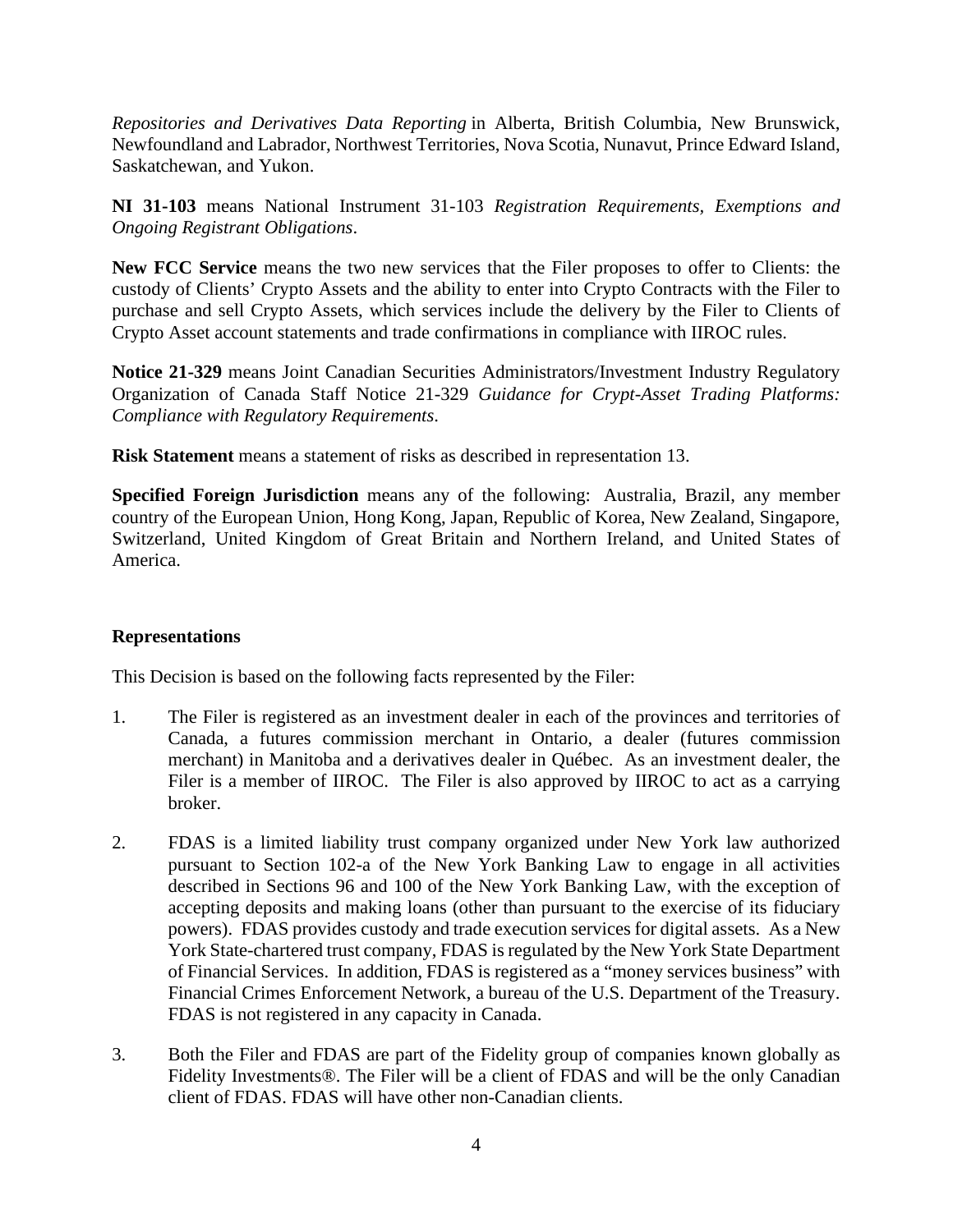*Repositories and Derivatives Data Reporting* in Alberta, British Columbia, New Brunswick, Newfoundland and Labrador, Northwest Territories, Nova Scotia, Nunavut, Prince Edward Island, Saskatchewan, and Yukon.

**NI 31-103** means National Instrument 31-103 *Registration Requirements, Exemptions and Ongoing Registrant Obligations*.

**New FCC Service** means the two new services that the Filer proposes to offer to Clients: the custody of Clients' Crypto Assets and the ability to enter into Crypto Contracts with the Filer to purchase and sell Crypto Assets, which services include the delivery by the Filer to Clients of Crypto Asset account statements and trade confirmations in compliance with IIROC rules.

**Notice 21-329** means Joint Canadian Securities Administrators/Investment Industry Regulatory Organization of Canada Staff Notice 21-329 *Guidance for Crypt-Asset Trading Platforms: Compliance with Regulatory Requirements*.

**Risk Statement** means a statement of risks as described in representation 13.

**Specified Foreign Jurisdiction** means any of the following: Australia, Brazil, any member country of the European Union, Hong Kong, Japan, Republic of Korea, New Zealand, Singapore, Switzerland, United Kingdom of Great Britain and Northern Ireland, and United States of America.

## Representations

This Decision is based on the following facts represented by the Filer:

1. The Filer is registered as an investment dealer in each of the provinces and territories of Canada, a futures commission merchant in Ontario, a dealer (futures commission merchant) in Manitoba and a derivatives dealer in Québec. As an investment dealer, the Filer is a member of IIROC. The Filer is also approved by IIROC to act as a carrying broker.

2. FDAS is a limited liability trust company organized under New York law authorized pursuant to Section 102-a of the New York Banking Law to engage in all activities described in Sections 96 and 100 of the New York Banking Law, with the exception of accepting deposits and making loans (other than pursuant to the exercise of its fiduciary powers). FDAS provides custody and trade execution services for digital assets. As a New York State-chartered trust company, FDAS is regulated by the New York State Department of Financial Services. In addition, FDAS is registered as a "money services business" with Financial Crimes Enforcement Network, a bureau of the U.S. Department of the Treasury. FDAS is not registered in any capacity in Canada.

3. Both the Filer and FDAS are part of the Fidelity group of companies known globally as Fidelity Investments®. The Filer will be a client of FDAS and will be the only Canadian client of FDAS. FDAS will have other non-Canadian clients.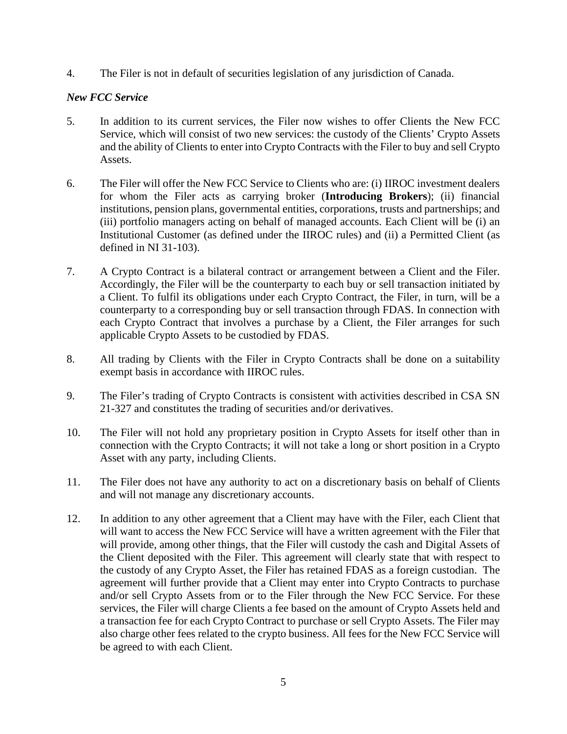4. The Filer is not in default of securities legislation of any jurisdiction of Canada.

*New FCC Service*

5. In addition to its current services, the Filer now wishes to offer Clients the New FCC Service, which will consist of two new services: the custody of the Clients' Crypto Assets and the ability of Clients to enter into Crypto Contracts with the Filer to buy and sell Crypto Assets.

6. The Filer will offer the New FCC Service to Clients who are: (i) IIROC investment dealers for whom the Filer acts as carrying broker (**Introducing Brokers**); (ii) financial institutions, pension plans, governmental entities, corporations, trusts and partnerships; and (iii) portfolio managers acting on behalf of managed accounts. Each Client will be (i) an Institutional Customer (as defined under the IIROC rules) and (ii) a Permitted Client (as defined in NI 31-103).

7. A Crypto Contract is a bilateral contract or arrangement between a Client and the Filer. Accordingly, the Filer will be the counterparty to each buy or sell transaction initiated by a Client. To fulfil its obligations under each Crypto Contract, the Filer, in turn, will be a counterparty to a corresponding buy or sell transaction through FDAS. In connection with each Crypto Contract that involves a purchase by a Client, the Filer arranges for such applicable Crypto Assets to be custodied by FDAS.

8. All trading by Clients with the Filer in Crypto Contracts shall be done on a suitability exempt basis in accordance with IIROC rules.

9. The Filer's trading of Crypto Contracts is consistent with activities described in CSA SN 21-327 and constitutes the trading of securities and/or derivatives.

10. The Filer will not hold any proprietary position in Crypto Assets for itself other than in connection with the Crypto Contracts; it will not take a long or short position in a Crypto Asset with any party, including Clients.

11. The Filer does not have any authority to act on a discretionary basis on behalf of Clients and will not manage any discretionary accounts.

12. In addition to any other agreement that a Client may have with the Filer, each Client that will want to access the New FCC Service will have a written agreement with the Filer that will provide, among other things, that the Filer will custody the cash and Digital Assets of the Client deposited with the Filer. This agreement will clearly state that with respect to the custody of any Crypto Asset, the Filer has retained FDAS as a foreign custodian. The agreement will further provide that a Client may enter into Crypto Contracts to purchase and/or sell Crypto Assets from or to the Filer through the New FCC Service. For these services, the Filer will charge Clients a fee based on the amount of Crypto Assets held and a transaction fee for each Crypto Contract to purchase or sell Crypto Assets. The Filer may also charge other fees related to the crypto business. All fees for the New FCC Service will be agreed to with each Client.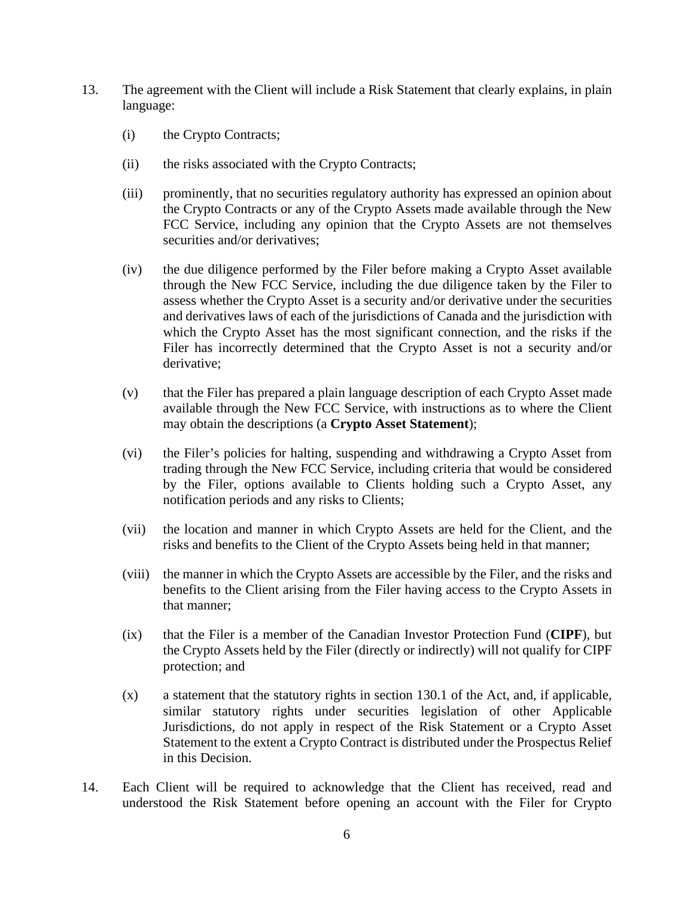13. The agreement with the Client will include a Risk Statement that clearly explains, in plain language:

    (i) the Crypto Contracts;

    (ii) the risks associated with the Crypto Contracts;

    (iii) prominently, that no securities regulatory authority has expressed an opinion about the Crypto Contracts or any of the Crypto Assets made available through the New FCC Service, including any opinion that the Crypto Assets are not themselves securities and/or derivatives;

    (iv) the due diligence performed by the Filer before making a Crypto Asset available through the New FCC Service, including the due diligence taken by the Filer to assess whether the Crypto Asset is a security and/or derivative under the securities and derivatives laws of each of the jurisdictions of Canada and the jurisdiction with which the Crypto Asset has the most significant connection, and the risks if the Filer has incorrectly determined that the Crypto Asset is not a security and/or derivative;

    (v) that the Filer has prepared a plain language description of each Crypto Asset made available through the New FCC Service, with instructions as to where the Client may obtain the descriptions (a **Crypto Asset Statement**);

    (vi) the Filer's policies for halting, suspending and withdrawing a Crypto Asset from trading through the New FCC Service, including criteria that would be considered by the Filer, options available to Clients holding such a Crypto Asset, any notification periods and any risks to Clients;

    (vii) the location and manner in which Crypto Assets are held for the Client, and the risks and benefits to the Client of the Crypto Assets being held in that manner;

    (viii) the manner in which the Crypto Assets are accessible by the Filer, and the risks and benefits to the Client arising from the Filer having access to the Crypto Assets in that manner;

    (ix) that the Filer is a member of the Canadian Investor Protection Fund (**CIPF**), but the Crypto Assets held by the Filer (directly or indirectly) will not qualify for CIPF protection; and

    (x) a statement that the statutory rights in section 130.1 of the Act, and, if applicable, similar statutory rights under securities legislation of other Applicable Jurisdictions, do not apply in respect of the Risk Statement or a Crypto Asset Statement to the extent a Crypto Contract is distributed under the Prospectus Relief in this Decision.

14. Each Client will be required to acknowledge that the Client has received, read and understood the Risk Statement before opening an account with the Filer for Crypto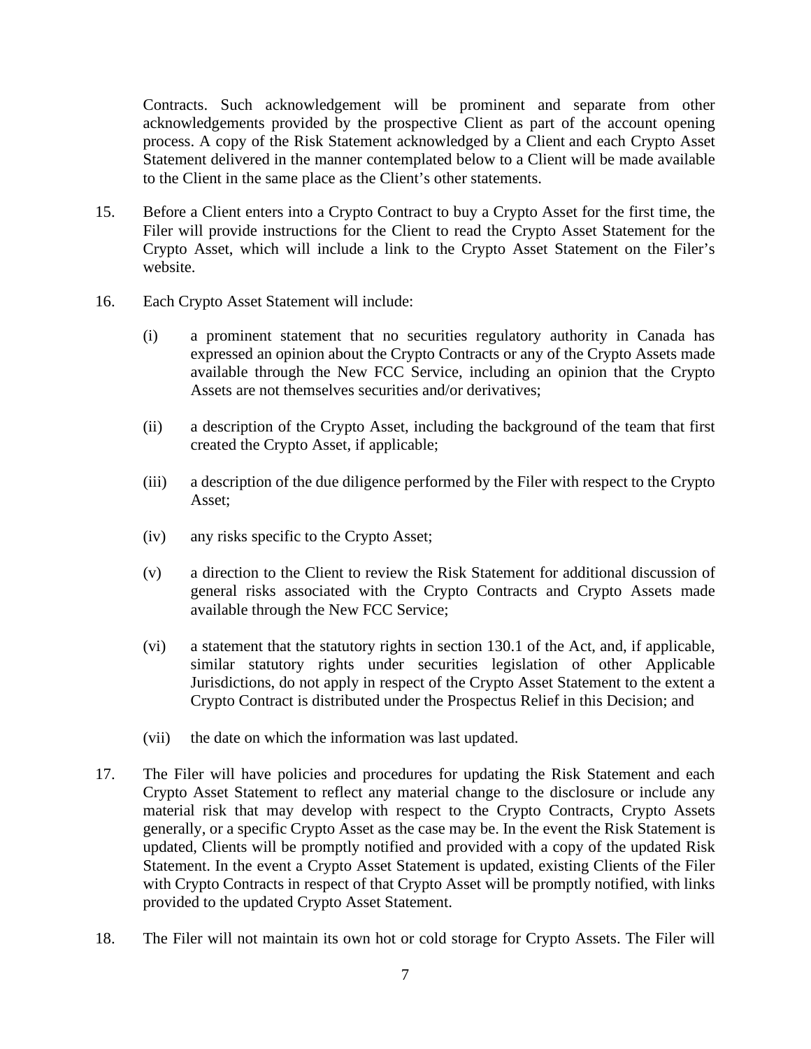Contracts. Such acknowledgement will be prominent and separate from other acknowledgements provided by the prospective Client as part of the account opening process. A copy of the Risk Statement acknowledged by a Client and each Crypto Asset Statement delivered in the manner contemplated below to a Client will be made available to the Client in the same place as the Client's other statements.

15. Before a Client enters into a Crypto Contract to buy a Crypto Asset for the first time, the Filer will provide instructions for the Client to read the Crypto Asset Statement for the Crypto Asset, which will include a link to the Crypto Asset Statement on the Filer's website.

16. Each Crypto Asset Statement will include:

    (i) a prominent statement that no securities regulatory authority in Canada has expressed an opinion about the Crypto Contracts or any of the Crypto Assets made available through the New FCC Service, including an opinion that the Crypto Assets are not themselves securities and/or derivatives;

    (ii) a description of the Crypto Asset, including the background of the team that first created the Crypto Asset, if applicable;

    (iii) a description of the due diligence performed by the Filer with respect to the Crypto Asset;

    (iv) any risks specific to the Crypto Asset;

    (v) a direction to the Client to review the Risk Statement for additional discussion of general risks associated with the Crypto Contracts and Crypto Assets made available through the New FCC Service;

    (vi) a statement that the statutory rights in section 130.1 of the Act, and, if applicable, similar statutory rights under securities legislation of other Applicable Jurisdictions, do not apply in respect of the Crypto Asset Statement to the extent a Crypto Contract is distributed under the Prospectus Relief in this Decision; and

    (vii) the date on which the information was last updated.

17. The Filer will have policies and procedures for updating the Risk Statement and each Crypto Asset Statement to reflect any material change to the disclosure or include any material risk that may develop with respect to the Crypto Contracts, Crypto Assets generally, or a specific Crypto Asset as the case may be. In the event the Risk Statement is updated, Clients will be promptly notified and provided with a copy of the updated Risk Statement. In the event a Crypto Asset Statement is updated, existing Clients of the Filer with Crypto Contracts in respect of that Crypto Asset will be promptly notified, with links provided to the updated Crypto Asset Statement.

18. The Filer will not maintain its own hot or cold storage for Crypto Assets. The Filer will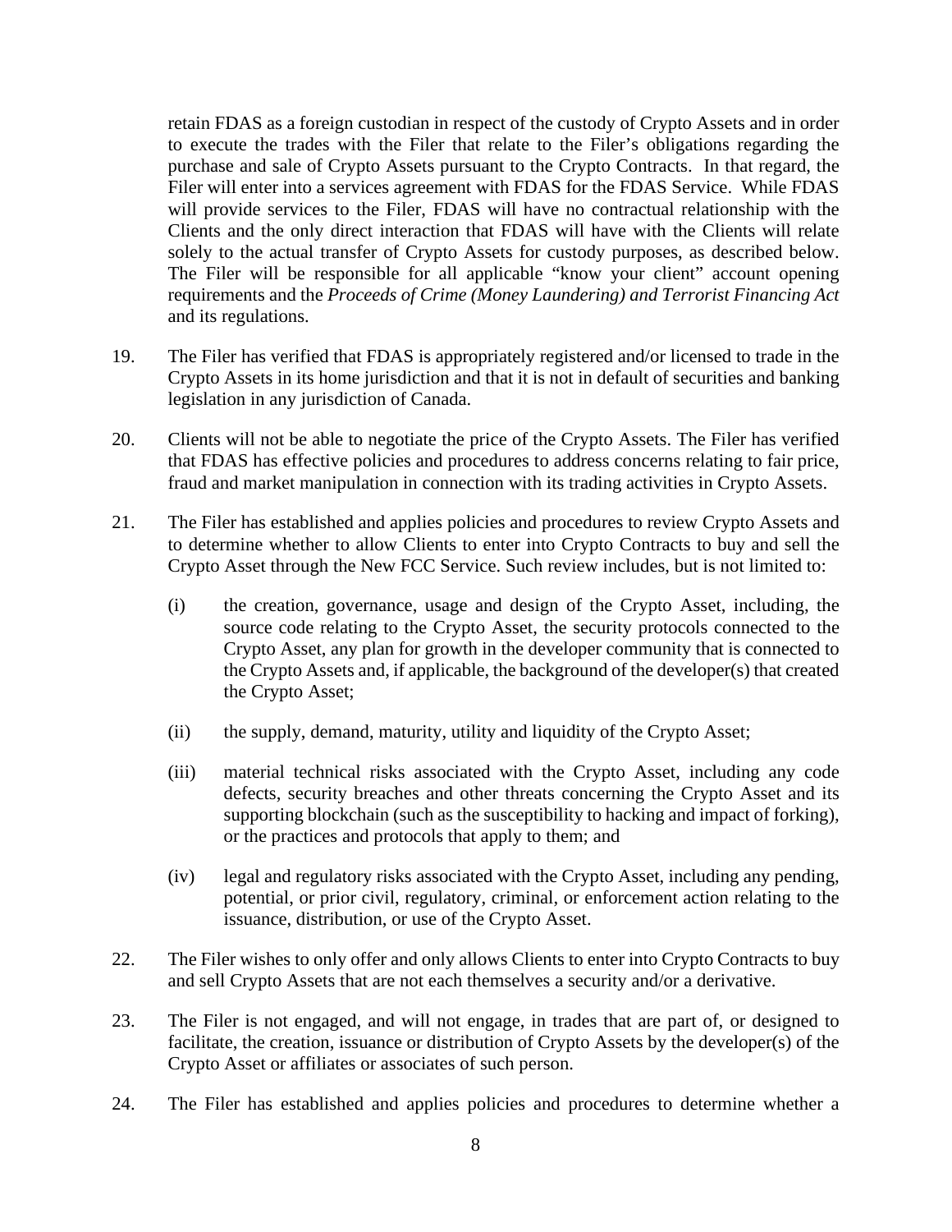retain FDAS as a foreign custodian in respect of the custody of Crypto Assets and in order to execute the trades with the Filer that relate to the Filer's obligations regarding the purchase and sale of Crypto Assets pursuant to the Crypto Contracts. In that regard, the Filer will enter into a services agreement with FDAS for the FDAS Service. While FDAS will provide services to the Filer, FDAS will have no contractual relationship with the Clients and the only direct interaction that FDAS will have with the Clients will relate solely to the actual transfer of Crypto Assets for custody purposes, as described below. The Filer will be responsible for all applicable "know your client" account opening requirements and the *Proceeds of Crime (Money Laundering) and Terrorist Financing Act* and its regulations.

19. The Filer has verified that FDAS is appropriately registered and/or licensed to trade in the Crypto Assets in its home jurisdiction and that it is not in default of securities and banking legislation in any jurisdiction of Canada.

20. Clients will not be able to negotiate the price of the Crypto Assets. The Filer has verified that FDAS has effective policies and procedures to address concerns relating to fair price, fraud and market manipulation in connection with its trading activities in Crypto Assets.

21. The Filer has established and applies policies and procedures to review Crypto Assets and to determine whether to allow Clients to enter into Crypto Contracts to buy and sell the Crypto Asset through the New FCC Service. Such review includes, but is not limited to:

    (i) the creation, governance, usage and design of the Crypto Asset, including, the source code relating to the Crypto Asset, the security protocols connected to the Crypto Asset, any plan for growth in the developer community that is connected to the Crypto Assets and, if applicable, the background of the developer(s) that created the Crypto Asset;

    (ii) the supply, demand, maturity, utility and liquidity of the Crypto Asset;

    (iii) material technical risks associated with the Crypto Asset, including any code defects, security breaches and other threats concerning the Crypto Asset and its supporting blockchain (such as the susceptibility to hacking and impact of forking), or the practices and protocols that apply to them; and

    (iv) legal and regulatory risks associated with the Crypto Asset, including any pending, potential, or prior civil, regulatory, criminal, or enforcement action relating to the issuance, distribution, or use of the Crypto Asset.

22. The Filer wishes to only offer and only allows Clients to enter into Crypto Contracts to buy and sell Crypto Assets that are not each themselves a security and/or a derivative.

23. The Filer is not engaged, and will not engage, in trades that are part of, or designed to facilitate, the creation, issuance or distribution of Crypto Assets by the developer(s) of the Crypto Asset or affiliates or associates of such person.

24. The Filer has established and applies policies and procedures to determine whether a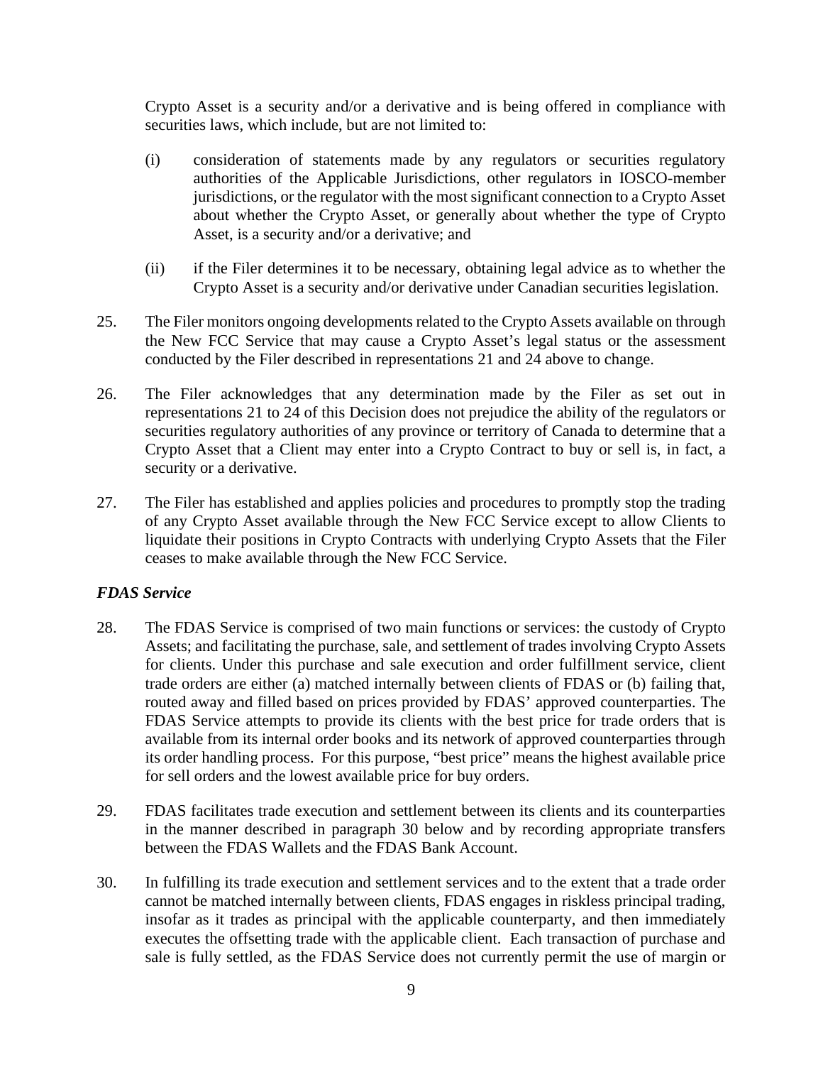Crypto Asset is a security and/or a derivative and is being offered in compliance with securities laws, which include, but are not limited to:

(i) consideration of statements made by any regulators or securities regulatory authorities of the Applicable Jurisdictions, other regulators in IOSCO-member jurisdictions, or the regulator with the most significant connection to a Crypto Asset about whether the Crypto Asset, or generally about whether the type of Crypto Asset, is a security and/or a derivative; and

(ii) if the Filer determines it to be necessary, obtaining legal advice as to whether the Crypto Asset is a security and/or derivative under Canadian securities legislation.

25. The Filer monitors ongoing developments related to the Crypto Assets available on through the New FCC Service that may cause a Crypto Asset's legal status or the assessment conducted by the Filer described in representations 21 and 24 above to change.

26. The Filer acknowledges that any determination made by the Filer as set out in representations 21 to 24 of this Decision does not prejudice the ability of the regulators or securities regulatory authorities of any province or territory of Canada to determine that a Crypto Asset that a Client may enter into a Crypto Contract to buy or sell is, in fact, a security or a derivative.

27. The Filer has established and applies policies and procedures to promptly stop the trading of any Crypto Asset available through the New FCC Service except to allow Clients to liquidate their positions in Crypto Contracts with underlying Crypto Assets that the Filer ceases to make available through the New FCC Service.

### *FDAS Service*

28. The FDAS Service is comprised of two main functions or services: the custody of Crypto Assets; and facilitating the purchase, sale, and settlement of trades involving Crypto Assets for clients. Under this purchase and sale execution and order fulfillment service, client trade orders are either (a) matched internally between clients of FDAS or (b) failing that, routed away and filled based on prices provided by FDAS' approved counterparties. The FDAS Service attempts to provide its clients with the best price for trade orders that is available from its internal order books and its network of approved counterparties through its order handling process. For this purpose, "best price" means the highest available price for sell orders and the lowest available price for buy orders.

29. FDAS facilitates trade execution and settlement between its clients and its counterparties in the manner described in paragraph 30 below and by recording appropriate transfers between the FDAS Wallets and the FDAS Bank Account.

30. In fulfilling its trade execution and settlement services and to the extent that a trade order cannot be matched internally between clients, FDAS engages in riskless principal trading, insofar as it trades as principal with the applicable counterparty, and then immediately executes the offsetting trade with the applicable client. Each transaction of purchase and sale is fully settled, as the FDAS Service does not currently permit the use of margin or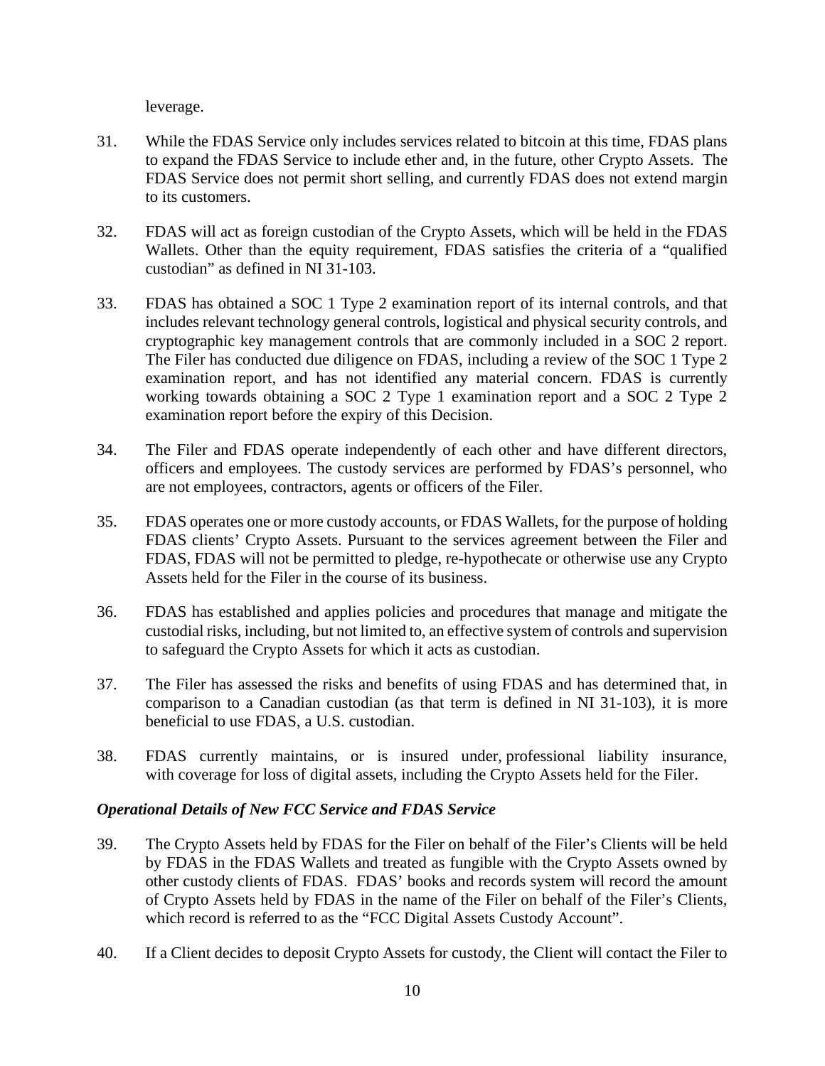leverage.

31. While the FDAS Service only includes services related to bitcoin at this time, FDAS plans to expand the FDAS Service to include ether and, in the future, other Crypto Assets. The FDAS Service does not permit short selling, and currently FDAS does not extend margin to its customers.

32. FDAS will act as foreign custodian of the Crypto Assets, which will be held in the FDAS Wallets. Other than the equity requirement, FDAS satisfies the criteria of a "qualified custodian" as defined in NI 31-103.

33. FDAS has obtained a SOC 1 Type 2 examination report of its internal controls, and that includes relevant technology general controls, logistical and physical security controls, and cryptographic key management controls that are commonly included in a SOC 2 report. The Filer has conducted due diligence on FDAS, including a review of the SOC 1 Type 2 examination report, and has not identified any material concern. FDAS is currently working towards obtaining a SOC 2 Type 1 examination report and a SOC 2 Type 2 examination report before the expiry of this Decision.

34. The Filer and FDAS operate independently of each other and have different directors, officers and employees. The custody services are performed by FDAS's personnel, who are not employees, contractors, agents or officers of the Filer.

35. FDAS operates one or more custody accounts, or FDAS Wallets, for the purpose of holding FDAS clients' Crypto Assets. Pursuant to the services agreement between the Filer and FDAS, FDAS will not be permitted to pledge, re-hypothecate or otherwise use any Crypto Assets held for the Filer in the course of its business.

36. FDAS has established and applies policies and procedures that manage and mitigate the custodial risks, including, but not limited to, an effective system of controls and supervision to safeguard the Crypto Assets for which it acts as custodian.

37. The Filer has assessed the risks and benefits of using FDAS and has determined that, in comparison to a Canadian custodian (as that term is defined in NI 31-103), it is more beneficial to use FDAS, a U.S. custodian.

38. FDAS currently maintains, or is insured under, professional liability insurance, with coverage for loss of digital assets, including the Crypto Assets held for the Filer.

***Operational Details of New FCC Service and FDAS Service***

39. The Crypto Assets held by FDAS for the Filer on behalf of the Filer's Clients will be held by FDAS in the FDAS Wallets and treated as fungible with the Crypto Assets owned by other custody clients of FDAS. FDAS' books and records system will record the amount of Crypto Assets held by FDAS in the name of the Filer on behalf of the Filer's Clients, which record is referred to as the "FCC Digital Assets Custody Account".

40. If a Client decides to deposit Crypto Assets for custody, the Client will contact the Filer to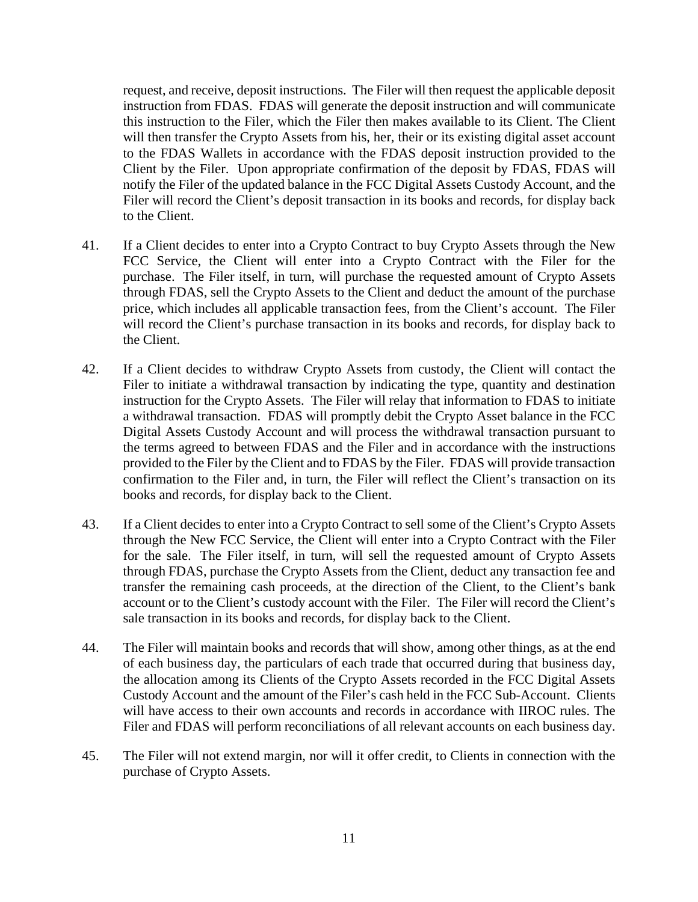request, and receive, deposit instructions. The Filer will then request the applicable deposit instruction from FDAS. FDAS will generate the deposit instruction and will communicate this instruction to the Filer, which the Filer then makes available to its Client. The Client will then transfer the Crypto Assets from his, her, their or its existing digital asset account to the FDAS Wallets in accordance with the FDAS deposit instruction provided to the Client by the Filer. Upon appropriate confirmation of the deposit by FDAS, FDAS will notify the Filer of the updated balance in the FCC Digital Assets Custody Account, and the Filer will record the Client's deposit transaction in its books and records, for display back to the Client.

41. If a Client decides to enter into a Crypto Contract to buy Crypto Assets through the New FCC Service, the Client will enter into a Crypto Contract with the Filer for the purchase. The Filer itself, in turn, will purchase the requested amount of Crypto Assets through FDAS, sell the Crypto Assets to the Client and deduct the amount of the purchase price, which includes all applicable transaction fees, from the Client's account. The Filer will record the Client's purchase transaction in its books and records, for display back to the Client.

42. If a Client decides to withdraw Crypto Assets from custody, the Client will contact the Filer to initiate a withdrawal transaction by indicating the type, quantity and destination instruction for the Crypto Assets. The Filer will relay that information to FDAS to initiate a withdrawal transaction. FDAS will promptly debit the Crypto Asset balance in the FCC Digital Assets Custody Account and will process the withdrawal transaction pursuant to the terms agreed to between FDAS and the Filer and in accordance with the instructions provided to the Filer by the Client and to FDAS by the Filer. FDAS will provide transaction confirmation to the Filer and, in turn, the Filer will reflect the Client's transaction on its books and records, for display back to the Client.

43. If a Client decides to enter into a Crypto Contract to sell some of the Client's Crypto Assets through the New FCC Service, the Client will enter into a Crypto Contract with the Filer for the sale. The Filer itself, in turn, will sell the requested amount of Crypto Assets through FDAS, purchase the Crypto Assets from the Client, deduct any transaction fee and transfer the remaining cash proceeds, at the direction of the Client, to the Client's bank account or to the Client's custody account with the Filer. The Filer will record the Client's sale transaction in its books and records, for display back to the Client.

44. The Filer will maintain books and records that will show, among other things, as at the end of each business day, the particulars of each trade that occurred during that business day, the allocation among its Clients of the Crypto Assets recorded in the FCC Digital Assets Custody Account and the amount of the Filer's cash held in the FCC Sub-Account. Clients will have access to their own accounts and records in accordance with IIROC rules. The Filer and FDAS will perform reconciliations of all relevant accounts on each business day.

45. The Filer will not extend margin, nor will it offer credit, to Clients in connection with the purchase of Crypto Assets.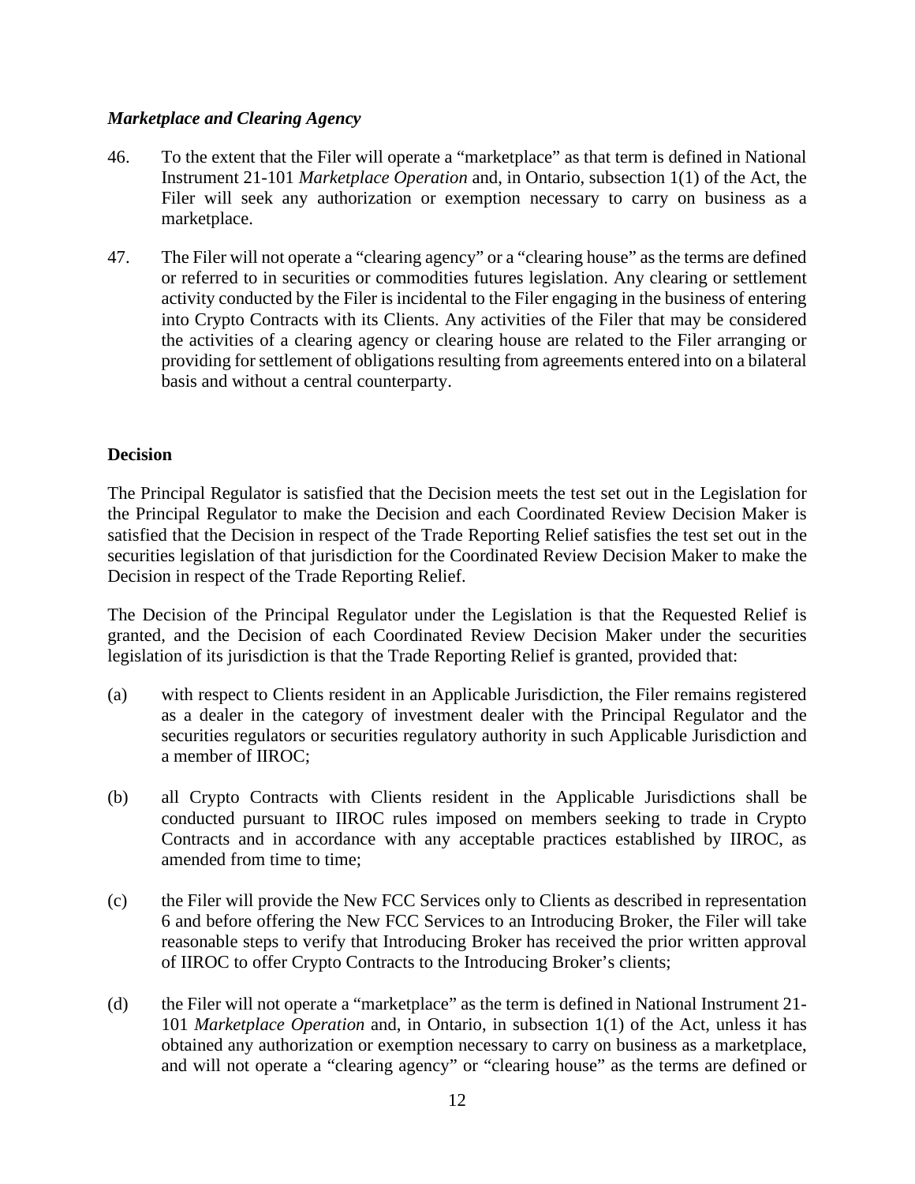### *Marketplace and Clearing Agency*

46. To the extent that the Filer will operate a "marketplace" as that term is defined in National Instrument 21-101 *Marketplace Operation* and, in Ontario, subsection 1(1) of the Act, the Filer will seek any authorization or exemption necessary to carry on business as a marketplace.

47. The Filer will not operate a "clearing agency" or a "clearing house" as the terms are defined or referred to in securities or commodities futures legislation. Any clearing or settlement activity conducted by the Filer is incidental to the Filer engaging in the business of entering into Crypto Contracts with its Clients. Any activities of the Filer that may be considered the activities of a clearing agency or clearing house are related to the Filer arranging or providing for settlement of obligations resulting from agreements entered into on a bilateral basis and without a central counterparty.

## Decision

The Principal Regulator is satisfied that the Decision meets the test set out in the Legislation for the Principal Regulator to make the Decision and each Coordinated Review Decision Maker is satisfied that the Decision in respect of the Trade Reporting Relief satisfies the test set out in the securities legislation of that jurisdiction for the Coordinated Review Decision Maker to make the Decision in respect of the Trade Reporting Relief.

The Decision of the Principal Regulator under the Legislation is that the Requested Relief is granted, and the Decision of each Coordinated Review Decision Maker under the securities legislation of its jurisdiction is that the Trade Reporting Relief is granted, provided that:

(a) with respect to Clients resident in an Applicable Jurisdiction, the Filer remains registered as a dealer in the category of investment dealer with the Principal Regulator and the securities regulators or securities regulatory authority in such Applicable Jurisdiction and a member of IIROC;

(b) all Crypto Contracts with Clients resident in the Applicable Jurisdictions shall be conducted pursuant to IIROC rules imposed on members seeking to trade in Crypto Contracts and in accordance with any acceptable practices established by IIROC, as amended from time to time;

(c) the Filer will provide the New FCC Services only to Clients as described in representation 6 and before offering the New FCC Services to an Introducing Broker, the Filer will take reasonable steps to verify that Introducing Broker has received the prior written approval of IIROC to offer Crypto Contracts to the Introducing Broker's clients;

(d) the Filer will not operate a "marketplace" as the term is defined in National Instrument 21-101 *Marketplace Operation* and, in Ontario, in subsection 1(1) of the Act, unless it has obtained any authorization or exemption necessary to carry on business as a marketplace, and will not operate a "clearing agency" or "clearing house" as the terms are defined or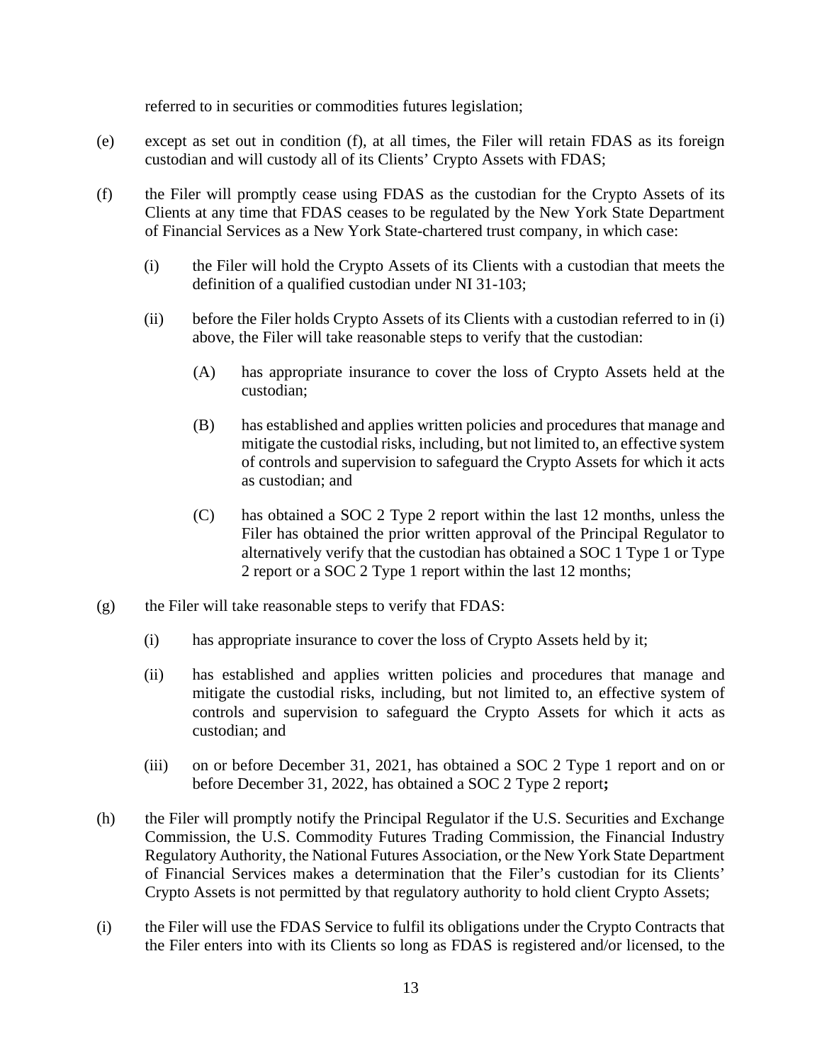referred to in securities or commodities futures legislation;

(e) except as set out in condition (f), at all times, the Filer will retain FDAS as its foreign custodian and will custody all of its Clients' Crypto Assets with FDAS;

(f) the Filer will promptly cease using FDAS as the custodian for the Crypto Assets of its Clients at any time that FDAS ceases to be regulated by the New York State Department of Financial Services as a New York State-chartered trust company, in which case:

  (i) the Filer will hold the Crypto Assets of its Clients with a custodian that meets the definition of a qualified custodian under NI 31-103;

  (ii) before the Filer holds Crypto Assets of its Clients with a custodian referred to in (i) above, the Filer will take reasonable steps to verify that the custodian:

    (A) has appropriate insurance to cover the loss of Crypto Assets held at the custodian;

    (B) has established and applies written policies and procedures that manage and mitigate the custodial risks, including, but not limited to, an effective system of controls and supervision to safeguard the Crypto Assets for which it acts as custodian; and

    (C) has obtained a SOC 2 Type 2 report within the last 12 months, unless the Filer has obtained the prior written approval of the Principal Regulator to alternatively verify that the custodian has obtained a SOC 1 Type 1 or Type 2 report or a SOC 2 Type 1 report within the last 12 months;

(g) the Filer will take reasonable steps to verify that FDAS:

  (i) has appropriate insurance to cover the loss of Crypto Assets held by it;

  (ii) has established and applies written policies and procedures that manage and mitigate the custodial risks, including, but not limited to, an effective system of controls and supervision to safeguard the Crypto Assets for which it acts as custodian; and

  (iii) on or before December 31, 2021, has obtained a SOC 2 Type 1 report and on or before December 31, 2022, has obtained a SOC 2 Type 2 report**;**

(h) the Filer will promptly notify the Principal Regulator if the U.S. Securities and Exchange Commission, the U.S. Commodity Futures Trading Commission, the Financial Industry Regulatory Authority, the National Futures Association, or the New York State Department of Financial Services makes a determination that the Filer's custodian for its Clients' Crypto Assets is not permitted by that regulatory authority to hold client Crypto Assets;

(i) the Filer will use the FDAS Service to fulfil its obligations under the Crypto Contracts that the Filer enters into with its Clients so long as FDAS is registered and/or licensed, to the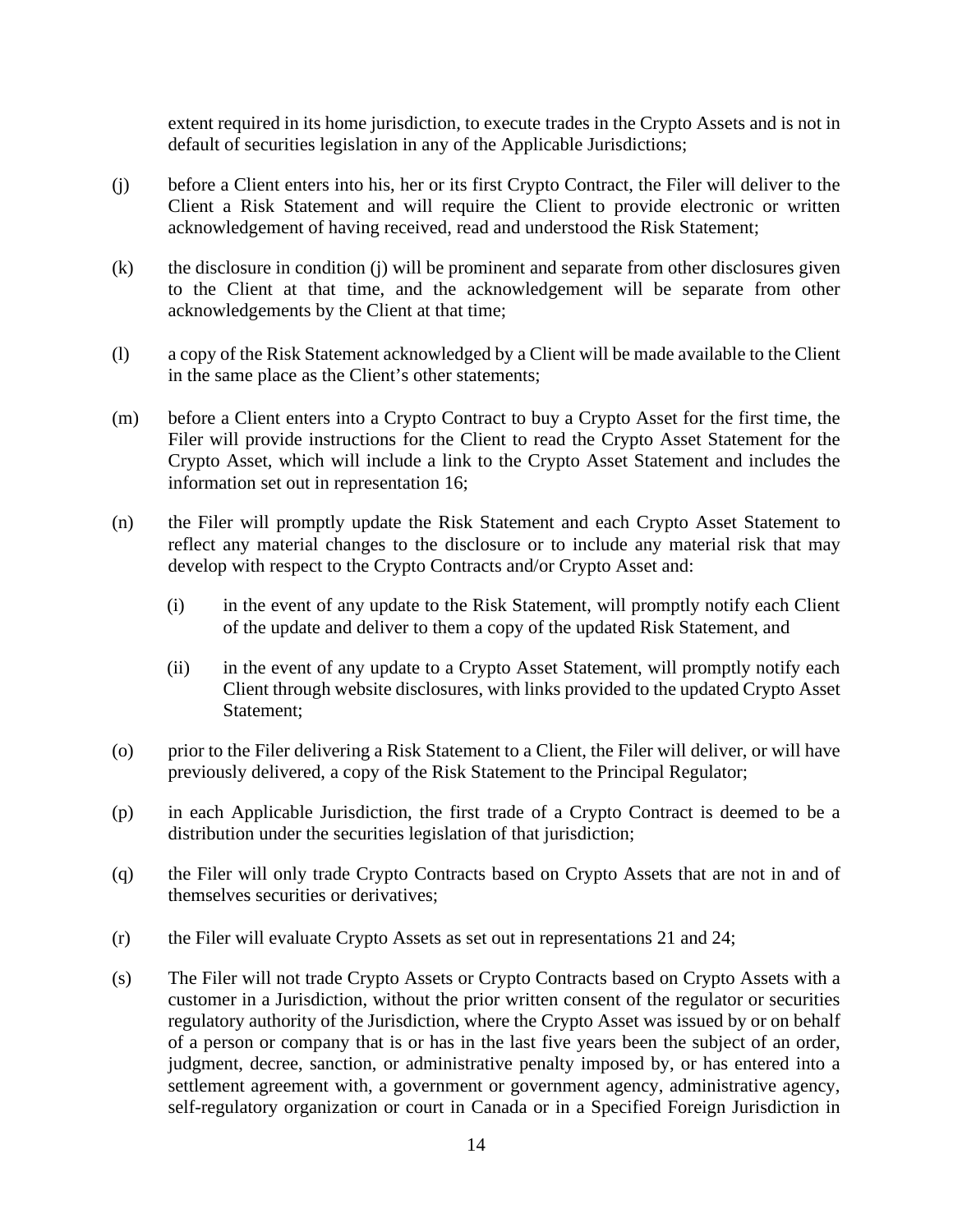extent required in its home jurisdiction, to execute trades in the Crypto Assets and is not in default of securities legislation in any of the Applicable Jurisdictions;

(j) before a Client enters into his, her or its first Crypto Contract, the Filer will deliver to the Client a Risk Statement and will require the Client to provide electronic or written acknowledgement of having received, read and understood the Risk Statement;

(k) the disclosure in condition (j) will be prominent and separate from other disclosures given to the Client at that time, and the acknowledgement will be separate from other acknowledgements by the Client at that time;

(l) a copy of the Risk Statement acknowledged by a Client will be made available to the Client in the same place as the Client's other statements;

(m) before a Client enters into a Crypto Contract to buy a Crypto Asset for the first time, the Filer will provide instructions for the Client to read the Crypto Asset Statement for the Crypto Asset, which will include a link to the Crypto Asset Statement and includes the information set out in representation 16;

(n) the Filer will promptly update the Risk Statement and each Crypto Asset Statement to reflect any material changes to the disclosure or to include any material risk that may develop with respect to the Crypto Contracts and/or Crypto Asset and:

   (i) in the event of any update to the Risk Statement, will promptly notify each Client of the update and deliver to them a copy of the updated Risk Statement, and

   (ii) in the event of any update to a Crypto Asset Statement, will promptly notify each Client through website disclosures, with links provided to the updated Crypto Asset Statement;

(o) prior to the Filer delivering a Risk Statement to a Client, the Filer will deliver, or will have previously delivered, a copy of the Risk Statement to the Principal Regulator;

(p) in each Applicable Jurisdiction, the first trade of a Crypto Contract is deemed to be a distribution under the securities legislation of that jurisdiction;

(q) the Filer will only trade Crypto Contracts based on Crypto Assets that are not in and of themselves securities or derivatives;

(r) the Filer will evaluate Crypto Assets as set out in representations 21 and 24;

(s) The Filer will not trade Crypto Assets or Crypto Contracts based on Crypto Assets with a customer in a Jurisdiction, without the prior written consent of the regulator or securities regulatory authority of the Jurisdiction, where the Crypto Asset was issued by or on behalf of a person or company that is or has in the last five years been the subject of an order, judgment, decree, sanction, or administrative penalty imposed by, or has entered into a settlement agreement with, a government or government agency, administrative agency, self-regulatory organization or court in Canada or in a Specified Foreign Jurisdiction in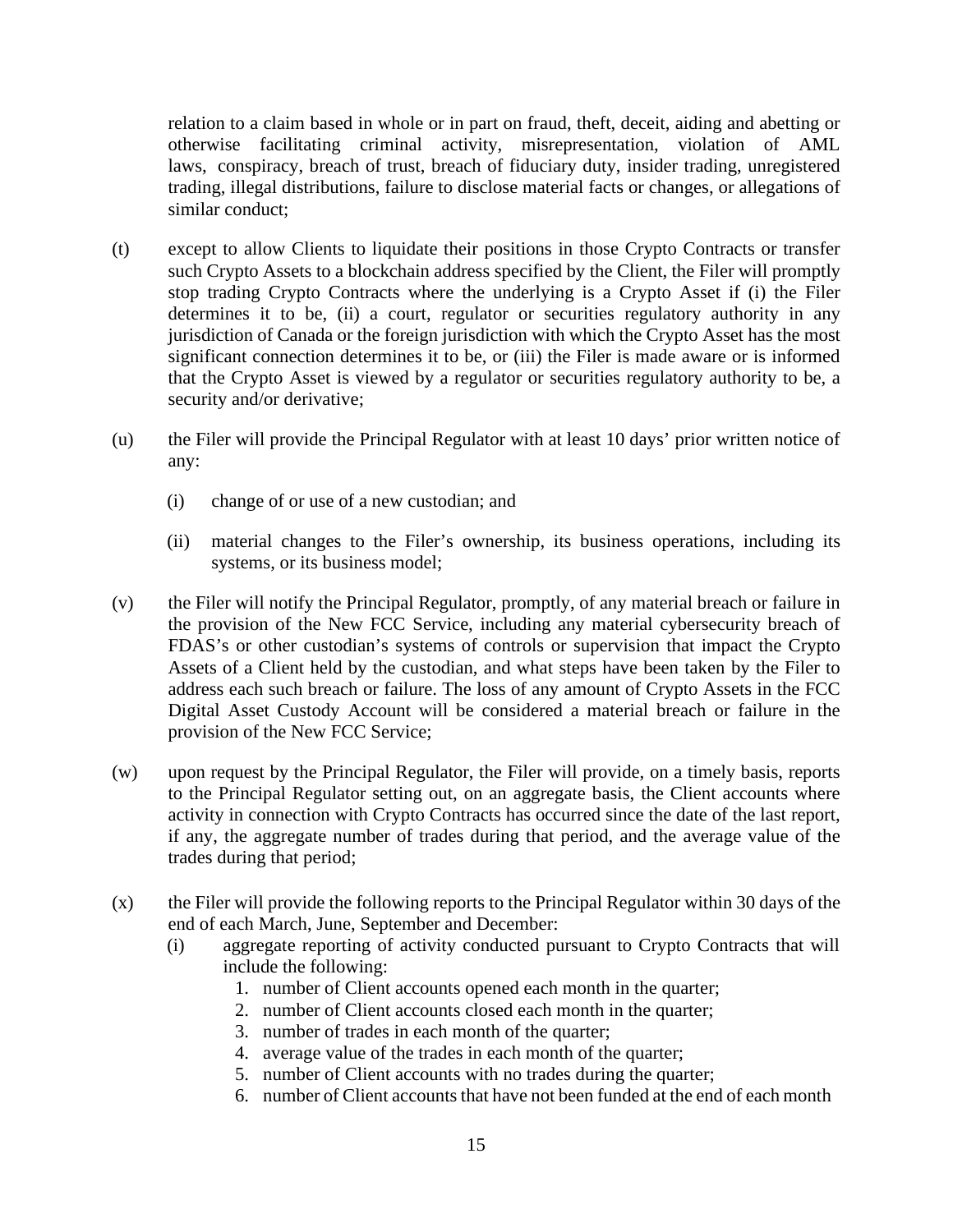relation to a claim based in whole or in part on fraud, theft, deceit, aiding and abetting or otherwise facilitating criminal activity, misrepresentation, violation of AML laws, conspiracy, breach of trust, breach of fiduciary duty, insider trading, unregistered trading, illegal distributions, failure to disclose material facts or changes, or allegations of similar conduct;

(t) except to allow Clients to liquidate their positions in those Crypto Contracts or transfer such Crypto Assets to a blockchain address specified by the Client, the Filer will promptly stop trading Crypto Contracts where the underlying is a Crypto Asset if (i) the Filer determines it to be, (ii) a court, regulator or securities regulatory authority in any jurisdiction of Canada or the foreign jurisdiction with which the Crypto Asset has the most significant connection determines it to be, or (iii) the Filer is made aware or is informed that the Crypto Asset is viewed by a regulator or securities regulatory authority to be, a security and/or derivative;

(u) the Filer will provide the Principal Regulator with at least 10 days' prior written notice of any:

   (i) change of or use of a new custodian; and

   (ii) material changes to the Filer's ownership, its business operations, including its systems, or its business model;

(v) the Filer will notify the Principal Regulator, promptly, of any material breach or failure in the provision of the New FCC Service, including any material cybersecurity breach of FDAS's or other custodian's systems of controls or supervision that impact the Crypto Assets of a Client held by the custodian, and what steps have been taken by the Filer to address each such breach or failure. The loss of any amount of Crypto Assets in the FCC Digital Asset Custody Account will be considered a material breach or failure in the provision of the New FCC Service;

(w) upon request by the Principal Regulator, the Filer will provide, on a timely basis, reports to the Principal Regulator setting out, on an aggregate basis, the Client accounts where activity in connection with Crypto Contracts has occurred since the date of the last report, if any, the aggregate number of trades during that period, and the average value of the trades during that period;

(x) the Filer will provide the following reports to the Principal Regulator within 30 days of the end of each March, June, September and December:

   (i) aggregate reporting of activity conducted pursuant to Crypto Contracts that will include the following:

      1. number of Client accounts opened each month in the quarter;
      2. number of Client accounts closed each month in the quarter;
      3. number of trades in each month of the quarter;
      4. average value of the trades in each month of the quarter;
      5. number of Client accounts with no trades during the quarter;
      6. number of Client accounts that have not been funded at the end of each month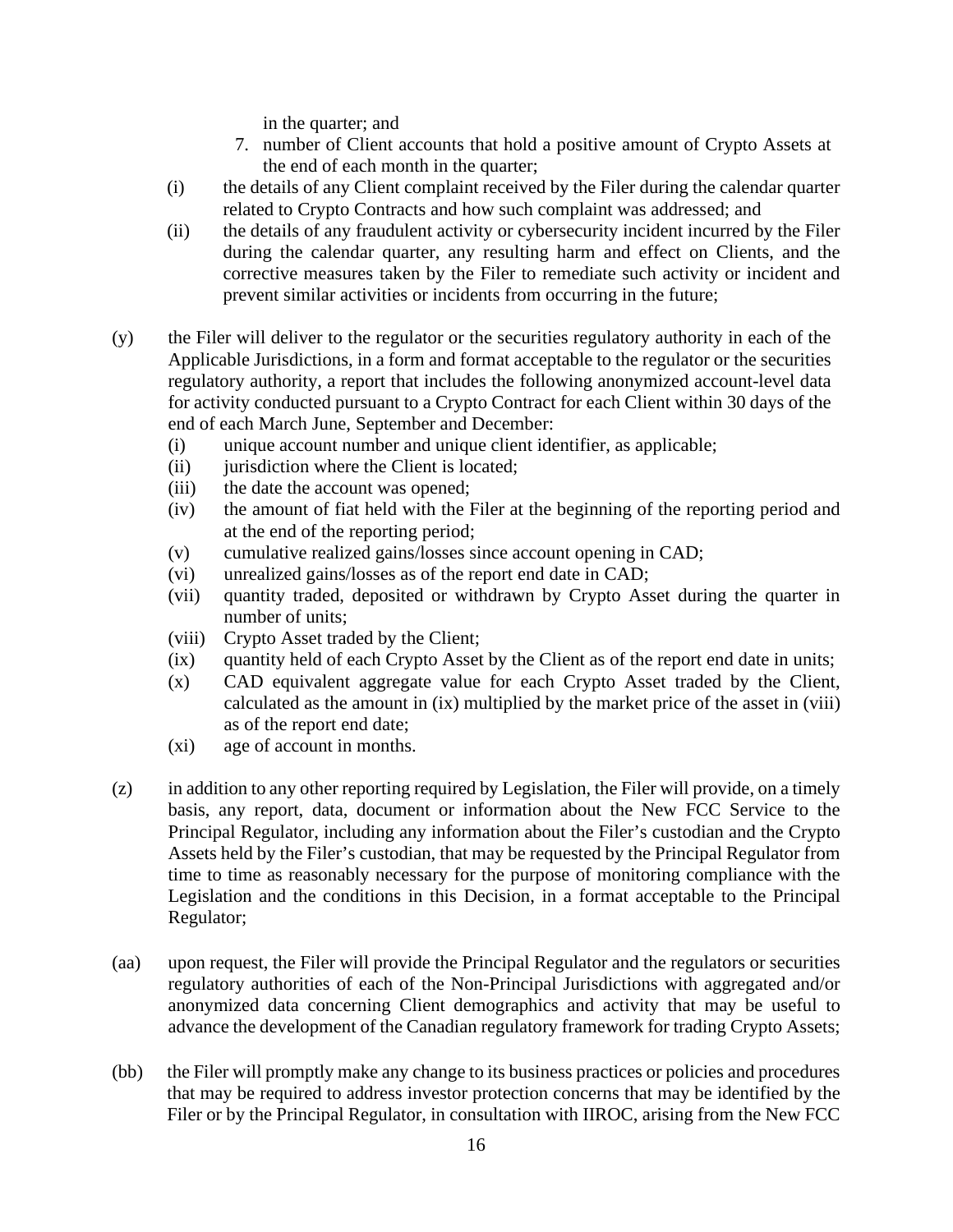in the quarter; and

7. number of Client accounts that hold a positive amount of Crypto Assets at the end of each month in the quarter;

(i) the details of any Client complaint received by the Filer during the calendar quarter related to Crypto Contracts and how such complaint was addressed; and

(ii) the details of any fraudulent activity or cybersecurity incident incurred by the Filer during the calendar quarter, any resulting harm and effect on Clients, and the corrective measures taken by the Filer to remediate such activity or incident and prevent similar activities or incidents from occurring in the future;

(y) the Filer will deliver to the regulator or the securities regulatory authority in each of the Applicable Jurisdictions, in a form and format acceptable to the regulator or the securities regulatory authority, a report that includes the following anonymized account-level data for activity conducted pursuant to a Crypto Contract for each Client within 30 days of the end of each March June, September and December:

(i) unique account number and unique client identifier, as applicable;

(ii) jurisdiction where the Client is located;

(iii) the date the account was opened;

(iv) the amount of fiat held with the Filer at the beginning of the reporting period and at the end of the reporting period;

(v) cumulative realized gains/losses since account opening in CAD;

(vi) unrealized gains/losses as of the report end date in CAD;

(vii) quantity traded, deposited or withdrawn by Crypto Asset during the quarter in number of units;

(viii) Crypto Asset traded by the Client;

(ix) quantity held of each Crypto Asset by the Client as of the report end date in units;

(x) CAD equivalent aggregate value for each Crypto Asset traded by the Client, calculated as the amount in (ix) multiplied by the market price of the asset in (viii) as of the report end date;

(xi) age of account in months.

(z) in addition to any other reporting required by Legislation, the Filer will provide, on a timely basis, any report, data, document or information about the New FCC Service to the Principal Regulator, including any information about the Filer's custodian and the Crypto Assets held by the Filer's custodian, that may be requested by the Principal Regulator from time to time as reasonably necessary for the purpose of monitoring compliance with the Legislation and the conditions in this Decision, in a format acceptable to the Principal Regulator;

(aa) upon request, the Filer will provide the Principal Regulator and the regulators or securities regulatory authorities of each of the Non-Principal Jurisdictions with aggregated and/or anonymized data concerning Client demographics and activity that may be useful to advance the development of the Canadian regulatory framework for trading Crypto Assets;

(bb) the Filer will promptly make any change to its business practices or policies and procedures that may be required to address investor protection concerns that may be identified by the Filer or by the Principal Regulator, in consultation with IIROC, arising from the New FCC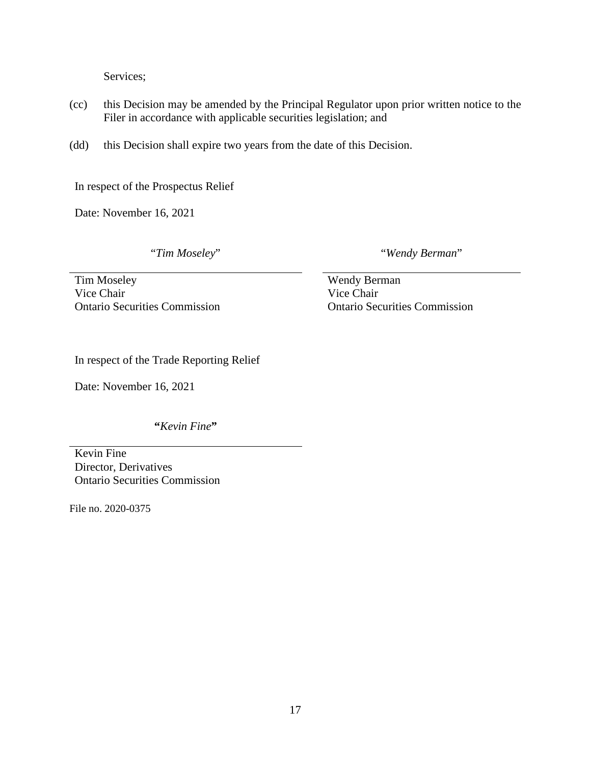Services;

(cc) this Decision may be amended by the Principal Regulator upon prior written notice to the Filer in accordance with applicable securities legislation; and

(dd) this Decision shall expire two years from the date of this Decision.

In respect of the Prospectus Relief

Date: November 16, 2021

| | |
|---|---|
| "*Tim Moseley*" | "*Wendy Berman*" |
| Tim Moseley<br>Vice Chair<br>Ontario Securities Commission | Wendy Berman<br>Vice Chair<br>Ontario Securities Commission |

In respect of the Trade Reporting Relief

Date: November 16, 2021

**"***Kevin Fine***"**

Kevin Fine
Director, Derivatives
Ontario Securities Commission

File no. 2020-0375